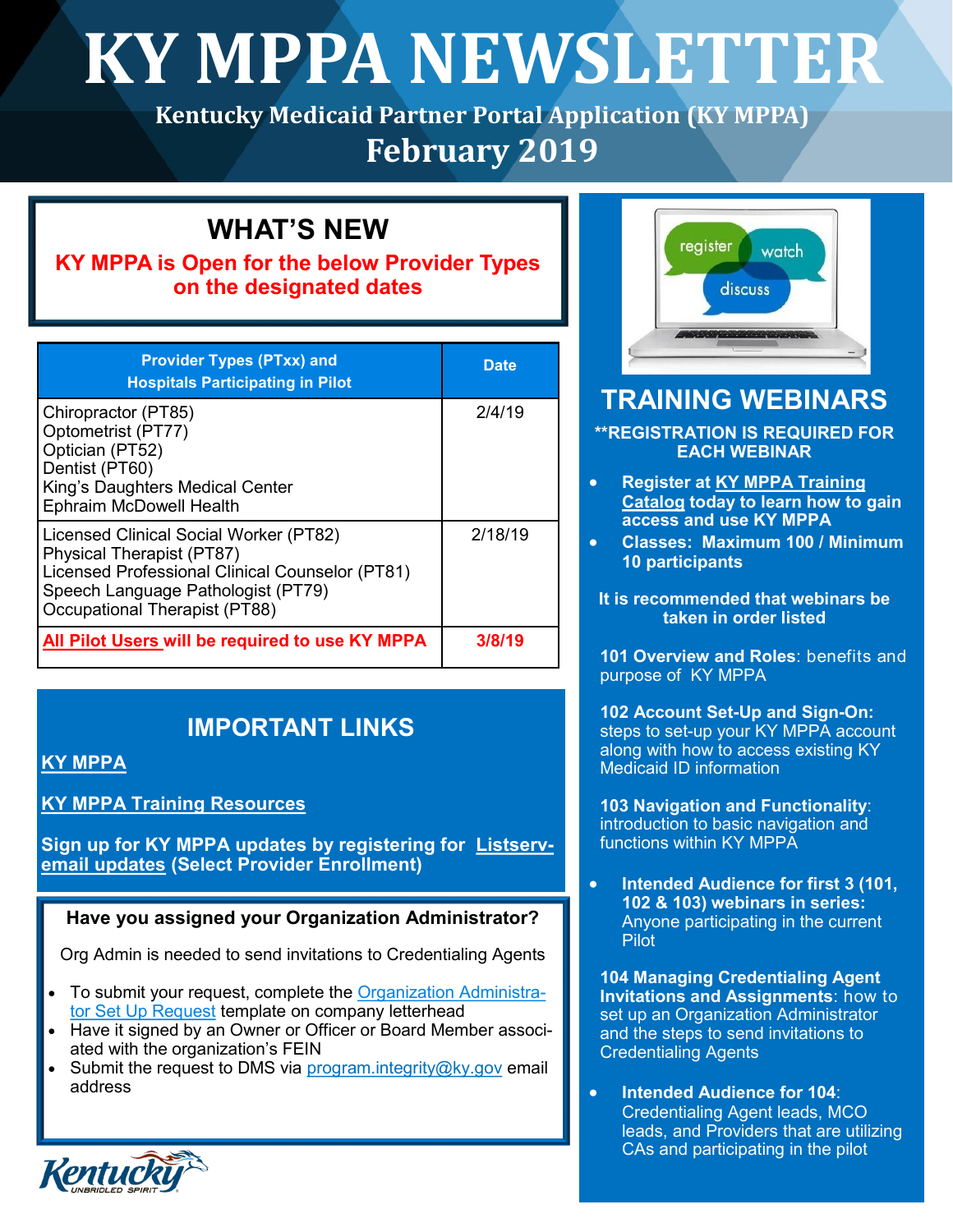# KY MPPA NEWSLETTER

**Kentucky Medicaid Partner Portal Application (KY MPPA)**

**February 2019**

## WHAT'S NEW

**KY MPPA is Open for the below Provider Types on the designated dates**

| Provider Types (PTxx) and Hospitals Participating in Pilot | Date |
|---|---|
| Chiropractor (PT85)<br>Optometrist (PT77)<br>Optician (PT52)<br>Dentist (PT60)<br>King's Daughters Medical Center<br>Ephraim McDowell Health | 2/4/19 |
| Licensed Clinical Social Worker (PT82)<br>Physical Therapist (PT87)<br>Licensed Professional Clinical Counselor (PT81)<br>Speech Language Pathologist (PT79)<br>Occupational Therapist (PT88) | 2/18/19 |
| **All Pilot Users will be required to use KY MPPA** | **3/8/19** |

## IMPORTANT LINKS

**KY MPPA**

**KY MPPA Training Resources**

**Sign up for KY MPPA updates by registering for Listserv-email updates (Select Provider Enrollment)**

### Have you assigned your Organization Administrator?

Org Admin is needed to send invitations to Credentialing Agents

- To submit your request, complete the Organization Administrator Set Up Request template on company letterhead
- Have it signed by an Owner or Officer or Board Member associated with the organization's FEIN
- Submit the request to DMS via program.integrity@ky.gov email address

## TRAINING WEBINARS

**\*\*REGISTRATION IS REQUIRED FOR EACH WEBINAR**

- **Register at KY MPPA Training Catalog today to learn how to gain access and use KY MPPA**
- **Classes: Maximum 100 / Minimum 10 participants**

**It is recommended that webinars be taken in order listed**

**101 Overview and Roles**: benefits and purpose of KY MPPA

**102 Account Set-Up and Sign-On:** steps to set-up your KY MPPA account along with how to access existing KY Medicaid ID information

**103 Navigation and Functionality**: introduction to basic navigation and functions within KY MPPA

- **Intended Audience for first 3 (101, 102 & 103) webinars in series:** Anyone participating in the current Pilot

**104 Managing Credentialing Agent Invitations and Assignments**: how to set up an Organization Administrator and the steps to send invitations to Credentialing Agents

- **Intended Audience for 104**: Credentialing Agent leads, MCO leads, and Providers that are utilizing CAs and participating in the pilot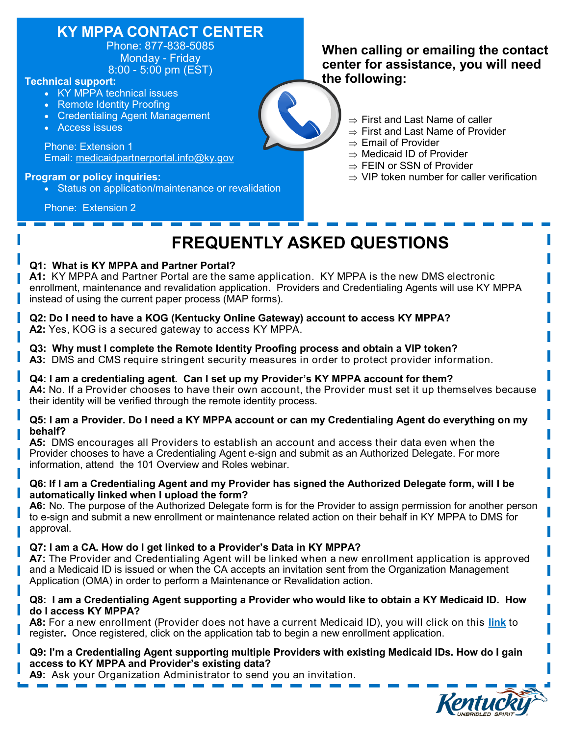## KY MPPA CONTACT CENTER

Phone: 877-838-5085
Monday - Friday
8:00 - 5:00 pm (EST)

**Technical support:**

- KY MPPA technical issues
- Remote Identity Proofing
- Credentialing Agent Management
- Access issues

Phone: Extension 1
Email: medicaidpartnerportal.info@ky.gov

**Program or policy inquiries:**

- Status on application/maintenance or revalidation

Phone: Extension 2

**When calling or emailing the contact center for assistance, you will need the following:**

⇒ First and Last Name of caller
⇒ First and Last Name of Provider
⇒ Email of Provider
⇒ Medicaid ID of Provider
⇒ FEIN or SSN of Provider
⇒ VIP token number for caller verification

# FREQUENTLY ASKED QUESTIONS

**Q1: What is KY MPPA and Partner Portal?**
**A1:** KY MPPA and Partner Portal are the same application. KY MPPA is the new DMS electronic enrollment, maintenance and revalidation application. Providers and Credentialing Agents will use KY MPPA instead of using the current paper process (MAP forms).

**Q2: Do I need to have a KOG (Kentucky Online Gateway) account to access KY MPPA?**
**A2:** Yes, KOG is a secured gateway to access KY MPPA.

**Q3: Why must I complete the Remote Identity Proofing process and obtain a VIP token?**
**A3:** DMS and CMS require stringent security measures in order to protect provider information.

**Q4: I am a credentialing agent. Can I set up my Provider's KY MPPA account for them?**
**A4:** No. If a Provider chooses to have their own account, the Provider must set it up themselves because their identity will be verified through the remote identity process.

**Q5: I am a Provider. Do I need a KY MPPA account or can my Credentialing Agent do everything on my behalf?**
**A5:** DMS encourages all Providers to establish an account and access their data even when the Provider chooses to have a Credentialing Agent e-sign and submit as an Authorized Delegate. For more information, attend the 101 Overview and Roles webinar.

**Q6: If I am a Credentialing Agent and my Provider has signed the Authorized Delegate form, will I be automatically linked when I upload the form?**
**A6:** No. The purpose of the Authorized Delegate form is for the Provider to assign permission for another person to e-sign and submit a new enrollment or maintenance related action on their behalf in KY MPPA to DMS for approval.

**Q7: I am a CA. How do I get linked to a Provider's Data in KY MPPA?**
**A7:** The Provider and Credentialing Agent will be linked when a new enrollment application is approved and a Medicaid ID is issued or when the CA accepts an invitation sent from the Organization Management Application (OMA) in order to perform a Maintenance or Revalidation action.

**Q8: I am a Credentialing Agent supporting a Provider who would like to obtain a KY Medicaid ID. How do I access KY MPPA?**
**A8:** For a new enrollment (Provider does not have a current Medicaid ID), you will click on this **link** to register**.** Once registered, click on the application tab to begin a new enrollment application.

**Q9: I'm a Credentialing Agent supporting multiple Providers with existing Medicaid IDs. How do I gain access to KY MPPA and Provider's existing data?**
**A9:** Ask your Organization Administrator to send you an invitation.

Kentucky
UNBRIDLED SPIRIT